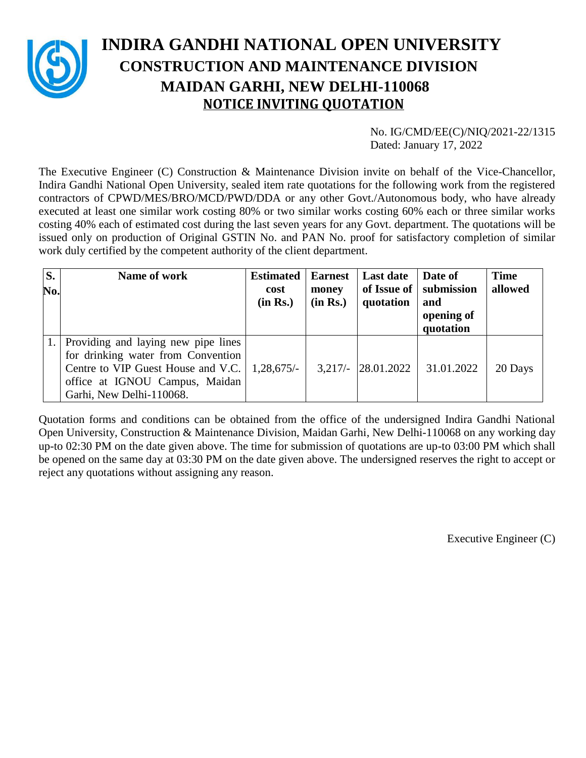# INDIRA GANDHI NATIONAL OPEN UNIVERSITY
## CONSTRUCTION AND MAINTENANCE DIVISION
## MAIDAN GARHI, NEW DELHI-110068
### NOTICE INVITING QUOTATION

No. IG/CMD/EE(C)/NIQ/2021-22/1315
Dated: January 17, 2022

The Executive Engineer (C) Construction & Maintenance Division invite on behalf of the Vice-Chancellor, Indira Gandhi National Open University, sealed item rate quotations for the following work from the registered contractors of CPWD/MES/BRO/MCD/PWD/DDA or any other Govt./Autonomous body, who have already executed at least one similar work costing 80% or two similar works costing 60% each or three similar works costing 40% each of estimated cost during the last seven years for any Govt. department. The quotations will be issued only on production of Original GSTIN No. and PAN No. proof for satisfactory completion of similar work duly certified by the competent authority of the client department.

| S. No. | Name of work | Estimated cost (in Rs.) | Earnest money (in Rs.) | Last date of Issue of quotation | Date of submission and opening of quotation | Time allowed |
|---|---|---|---|---|---|---|
| 1. | Providing and laying new pipe lines for drinking water from Convention Centre to VIP Guest House and V.C. office at IGNOU Campus, Maidan Garhi, New Delhi-110068. | 1,28,675/- | 3,217/- | 28.01.2022 | 31.01.2022 | 20 Days |

Quotation forms and conditions can be obtained from the office of the undersigned Indira Gandhi National Open University, Construction & Maintenance Division, Maidan Garhi, New Delhi-110068 on any working day up-to 02:30 PM on the date given above. The time for submission of quotations are up-to 03:00 PM which shall be opened on the same day at 03:30 PM on the date given above. The undersigned reserves the right to accept or reject any quotations without assigning any reason.

Executive Engineer (C)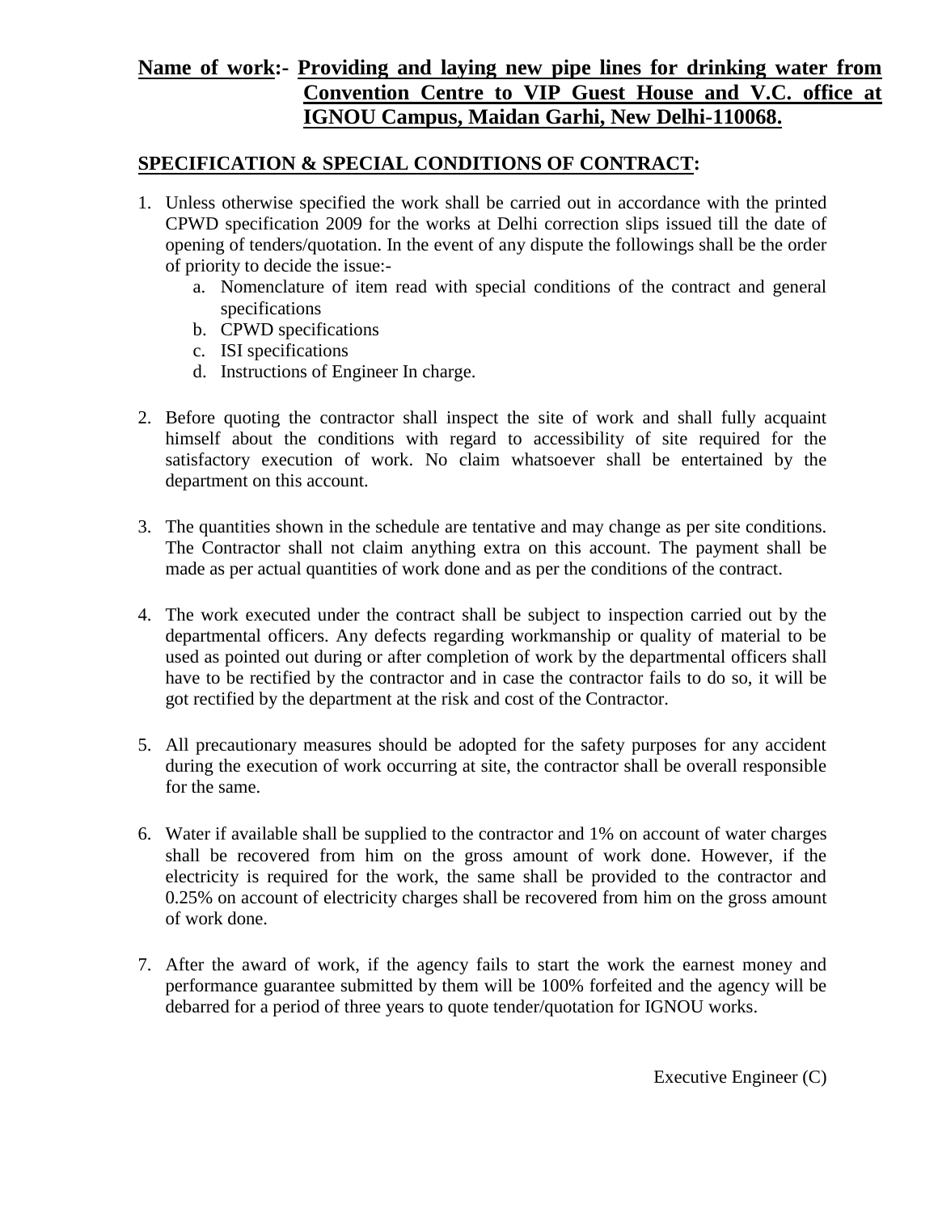**Name of work**:- **Providing and laying new pipe lines for drinking water from Convention Centre to VIP Guest House and V.C. office at IGNOU Campus, Maidan Garhi, New Delhi-110068.**

## SPECIFICATION & SPECIAL CONDITIONS OF CONTRACT:

1. Unless otherwise specified the work shall be carried out in accordance with the printed CPWD specification 2009 for the works at Delhi correction slips issued till the date of opening of tenders/quotation. In the event of any dispute the followings shall be the order of priority to decide the issue:-
   a. Nomenclature of item read with special conditions of the contract and general specifications
   b. CPWD specifications
   c. ISI specifications
   d. Instructions of Engineer In charge.

2. Before quoting the contractor shall inspect the site of work and shall fully acquaint himself about the conditions with regard to accessibility of site required for the satisfactory execution of work. No claim whatsoever shall be entertained by the department on this account.

3. The quantities shown in the schedule are tentative and may change as per site conditions. The Contractor shall not claim anything extra on this account. The payment shall be made as per actual quantities of work done and as per the conditions of the contract.

4. The work executed under the contract shall be subject to inspection carried out by the departmental officers. Any defects regarding workmanship or quality of material to be used as pointed out during or after completion of work by the departmental officers shall have to be rectified by the contractor and in case the contractor fails to do so, it will be got rectified by the department at the risk and cost of the Contractor.

5. All precautionary measures should be adopted for the safety purposes for any accident during the execution of work occurring at site, the contractor shall be overall responsible for the same.

6. Water if available shall be supplied to the contractor and 1% on account of water charges shall be recovered from him on the gross amount of work done. However, if the electricity is required for the work, the same shall be provided to the contractor and 0.25% on account of electricity charges shall be recovered from him on the gross amount of work done.

7. After the award of work, if the agency fails to start the work the earnest money and performance guarantee submitted by them will be 100% forfeited and the agency will be debarred for a period of three years to quote tender/quotation for IGNOU works.

Executive Engineer (C)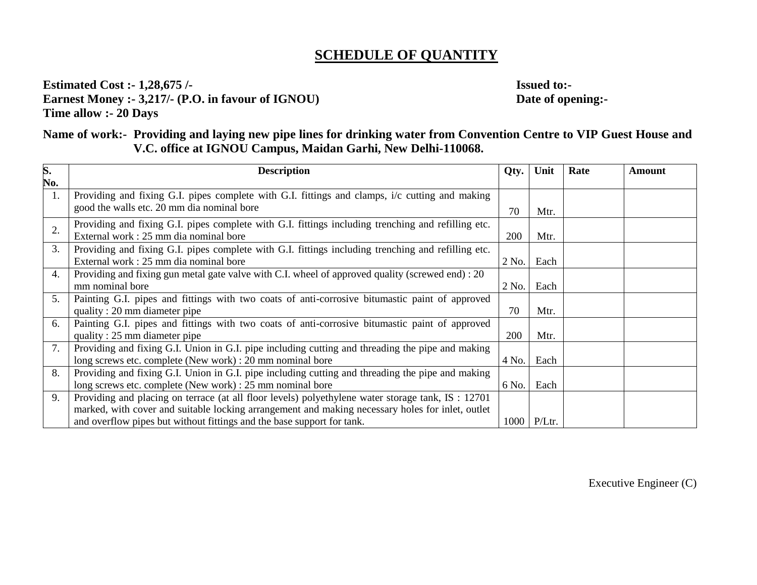# SCHEDULE OF QUANTITY

**Estimated Cost :- 1,28,675 /-** **Issued to:-**
**Earnest Money :- 3,217/- (P.O. in favour of IGNOU)** **Date of opening:-**
**Time allow :- 20 Days**

**Name of work:- Providing and laying new pipe lines for drinking water from Convention Centre to VIP Guest House and V.C. office at IGNOU Campus, Maidan Garhi, New Delhi-110068.**

| S. No. | Description | Qty. | Unit | Rate | Amount |
|---|---|---|---|---|---|
| 1. | Providing and fixing G.I. pipes complete with G.I. fittings and clamps, i/c cutting and making good the walls etc. 20 mm dia nominal bore | 70 | Mtr. | | |
| 2. | Providing and fixing G.I. pipes complete with G.I. fittings including trenching and refilling etc. External work : 25 mm dia nominal bore | 200 | Mtr. | | |
| 3. | Providing and fixing G.I. pipes complete with G.I. fittings including trenching and refilling etc. External work : 25 mm dia nominal bore | 2 No. | Each | | |
| 4. | Providing and fixing gun metal gate valve with C.I. wheel of approved quality (screwed end) : 20 mm nominal bore | 2 No. | Each | | |
| 5. | Painting G.I. pipes and fittings with two coats of anti-corrosive bitumastic paint of approved quality : 20 mm diameter pipe | 70 | Mtr. | | |
| 6. | Painting G.I. pipes and fittings with two coats of anti-corrosive bitumastic paint of approved quality : 25 mm diameter pipe | 200 | Mtr. | | |
| 7. | Providing and fixing G.I. Union in G.I. pipe including cutting and threading the pipe and making long screws etc. complete (New work) : 20 mm nominal bore | 4 No. | Each | | |
| 8. | Providing and fixing G.I. Union in G.I. pipe including cutting and threading the pipe and making long screws etc. complete (New work) : 25 mm nominal bore | 6 No. | Each | | |
| 9. | Providing and placing on terrace (at all floor levels) polyethylene water storage tank, IS : 12701 marked, with cover and suitable locking arrangement and making necessary holes for inlet, outlet and overflow pipes but without fittings and the base support for tank. | 1000 | P/Ltr. | | |

Executive Engineer (C)